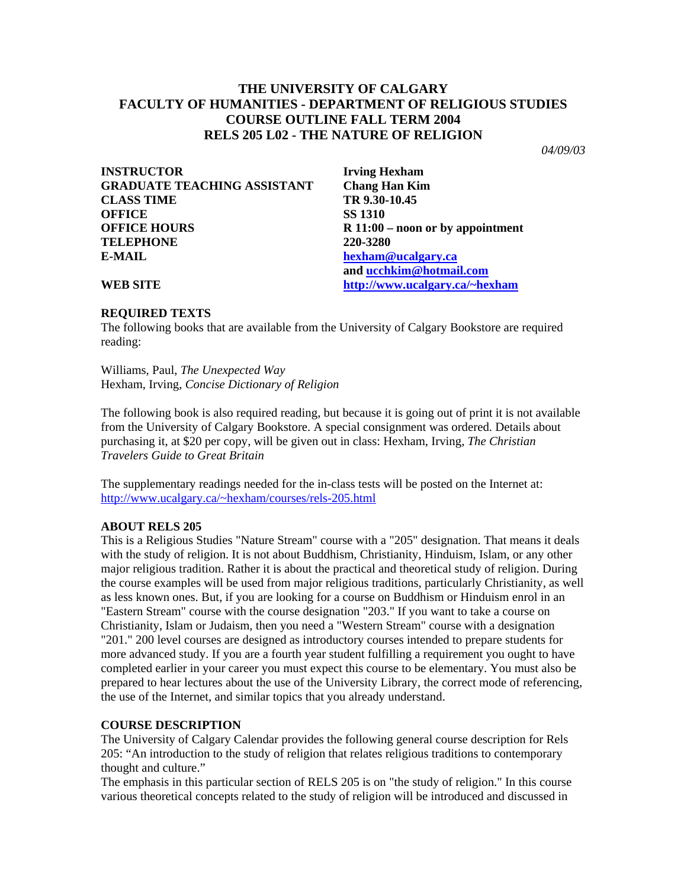# THE UNIVERSITY OF CALGARY
# FACULTY OF HUMANITIES - DEPARTMENT OF RELIGIOUS STUDIES
# COURSE OUTLINE FALL TERM 2004
# RELS 205 L02 - THE NATURE OF RELIGION

*04/09/03*

| | |
|---|---|
| **INSTRUCTOR** | **Irving Hexham** |
| **GRADUATE TEACHING ASSISTANT** | **Chang Han Kim** |
| **CLASS TIME** | **TR 9.30-10.45** |
| **OFFICE** | **SS 1310** |
| **OFFICE HOURS** | **R 11:00 – noon or by appointment** |
| **TELEPHONE** | **220-3280** |
| **E-MAIL** | **hexham@ucalgary.ca and ucchkim@hotmail.com** |
| **WEB SITE** | **http://www.ucalgary.ca/~hexham** |

**REQUIRED TEXTS**

The following books that are available from the University of Calgary Bookstore are required reading:

Williams, Paul, *The Unexpected Way*
Hexham, Irving, *Concise Dictionary of Religion*

The following book is also required reading, but because it is going out of print it is not available from the University of Calgary Bookstore. A special consignment was ordered. Details about purchasing it, at $20 per copy, will be given out in class: Hexham, Irving, *The Christian Travelers Guide to Great Britain*

The supplementary readings needed for the in-class tests will be posted on the Internet at: http://www.ucalgary.ca/~hexham/courses/rels-205.html

**ABOUT RELS 205**

This is a Religious Studies "Nature Stream" course with a "205" designation. That means it deals with the study of religion. It is not about Buddhism, Christianity, Hinduism, Islam, or any other major religious tradition. Rather it is about the practical and theoretical study of religion. During the course examples will be used from major religious traditions, particularly Christianity, as well as less known ones. But, if you are looking for a course on Buddhism or Hinduism enrol in an "Eastern Stream" course with the course designation "203." If you want to take a course on Christianity, Islam or Judaism, then you need a "Western Stream" course with a designation "201." 200 level courses are designed as introductory courses intended to prepare students for more advanced study. If you are a fourth year student fulfilling a requirement you ought to have completed earlier in your career you must expect this course to be elementary. You must also be prepared to hear lectures about the use of the University Library, the correct mode of referencing, the use of the Internet, and similar topics that you already understand.

**COURSE DESCRIPTION**

The University of Calgary Calendar provides the following general course description for Rels 205: "An introduction to the study of religion that relates religious traditions to contemporary thought and culture."

The emphasis in this particular section of RELS 205 is on "the study of religion." In this course various theoretical concepts related to the study of religion will be introduced and discussed in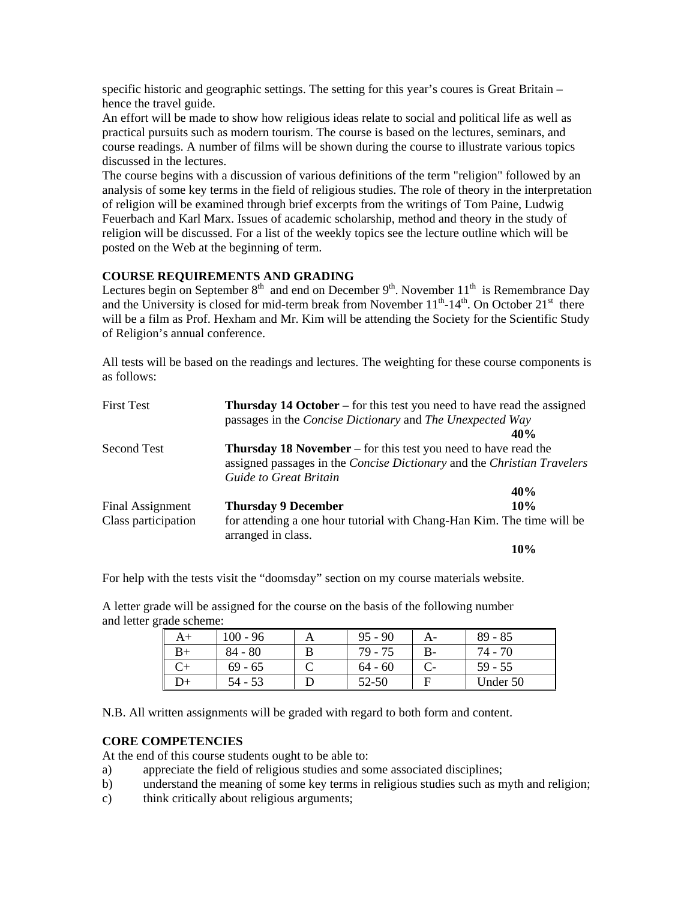specific historic and geographic settings. The setting for this year's coures is Great Britain – hence the travel guide.

An effort will be made to show how religious ideas relate to social and political life as well as practical pursuits such as modern tourism. The course is based on the lectures, seminars, and course readings. A number of films will be shown during the course to illustrate various topics discussed in the lectures.

The course begins with a discussion of various definitions of the term "religion" followed by an analysis of some key terms in the field of religious studies. The role of theory in the interpretation of religion will be examined through brief excerpts from the writings of Tom Paine, Ludwig Feuerbach and Karl Marx. Issues of academic scholarship, method and theory in the study of religion will be discussed. For a list of the weekly topics see the lecture outline which will be posted on the Web at the beginning of term.

**COURSE REQUIREMENTS AND GRADING**

Lectures begin on September 8th and end on December 9th. November 11th is Remembrance Day and the University is closed for mid-term break from November 11th-14th. On October 21st there will be a film as Prof. Hexham and Mr. Kim will be attending the Society for the Scientific Study of Religion's annual conference.

All tests will be based on the readings and lectures. The weighting for these course components is as follows:

| | | |
|---|---|---|
| First Test | **Thursday 14 October** – for this test you need to have read the assigned passages in the *Concise Dictionary* and *The Unexpected Way* | **40%** |
| Second Test | **Thursday 18 November** – for this test you need to have read the assigned passages in the *Concise Dictionary* and the *Christian Travelers Guide to Great Britain* | **40%** |
| Final Assignment | **Thursday 9 December** | **10%** |
| Class participation | for attending a one hour tutorial with Chang-Han Kim. The time will be arranged in class. | **10%** |

For help with the tests visit the "doomsday" section on my course materials website.

A letter grade will be assigned for the course on the basis of the following number and letter grade scheme:

| | | | | | |
|---|---|---|---|---|---|
| A+ | 100 - 96 | A | 95 - 90 | A- | 89 - 85 |
| B+ | 84 - 80 | B | 79 - 75 | B- | 74 - 70 |
| C+ | 69 - 65 | C | 64 - 60 | C- | 59 - 55 |
| D+ | 54 - 53 | D | 52-50 | F | Under 50 |

N.B. All written assignments will be graded with regard to both form and content.

**CORE COMPETENCIES**

At the end of this course students ought to be able to:

a) appreciate the field of religious studies and some associated disciplines;
b) understand the meaning of some key terms in religious studies such as myth and religion;
c) think critically about religious arguments;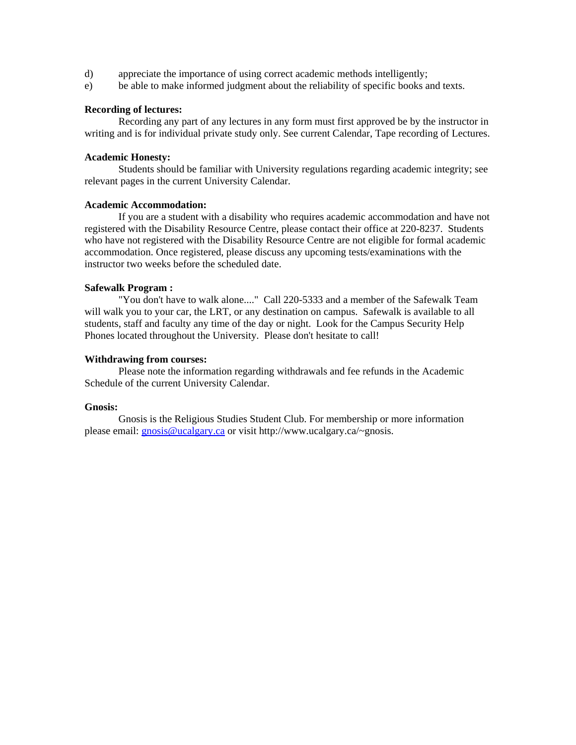d) appreciate the importance of using correct academic methods intelligently;
e) be able to make informed judgment about the reliability of specific books and texts.

**Recording of lectures:**

Recording any part of any lectures in any form must first approved be by the instructor in writing and is for individual private study only. See current Calendar, Tape recording of Lectures.

**Academic Honesty:**

Students should be familiar with University regulations regarding academic integrity; see relevant pages in the current University Calendar.

**Academic Accommodation:**

If you are a student with a disability who requires academic accommodation and have not registered with the Disability Resource Centre, please contact their office at 220-8237. Students who have not registered with the Disability Resource Centre are not eligible for formal academic accommodation. Once registered, please discuss any upcoming tests/examinations with the instructor two weeks before the scheduled date.

**Safewalk Program :**

"You don't have to walk alone...." Call 220-5333 and a member of the Safewalk Team will walk you to your car, the LRT, or any destination on campus. Safewalk is available to all students, staff and faculty any time of the day or night. Look for the Campus Security Help Phones located throughout the University. Please don't hesitate to call!

**Withdrawing from courses:**

Please note the information regarding withdrawals and fee refunds in the Academic Schedule of the current University Calendar.

**Gnosis:**

Gnosis is the Religious Studies Student Club. For membership or more information please email: gnosis@ucalgary.ca or visit http://www.ucalgary.ca/~gnosis.